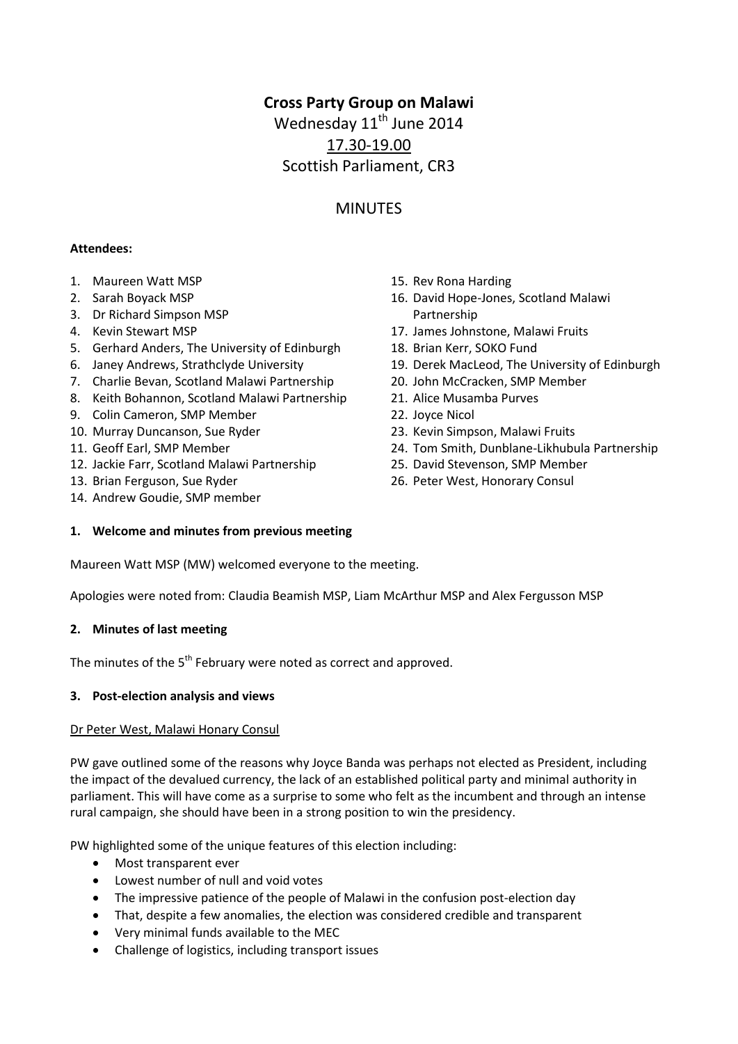# Cross Party Group on Malawi

Wednesday 11th June 2014

17.30-19.00

Scottish Parliament, CR3

## MINUTES

**Attendees:**

1. Maureen Watt MSP
2. Sarah Boyack MSP
3. Dr Richard Simpson MSP
4. Kevin Stewart MSP
5. Gerhard Anders, The University of Edinburgh
6. Janey Andrews, Strathclyde University
7. Charlie Bevan, Scotland Malawi Partnership
8. Keith Bohannon, Scotland Malawi Partnership
9. Colin Cameron, SMP Member
10. Murray Duncanson, Sue Ryder
11. Geoff Earl, SMP Member
12. Jackie Farr, Scotland Malawi Partnership
13. Brian Ferguson, Sue Ryder
14. Andrew Goudie, SMP member
15. Rev Rona Harding
16. David Hope-Jones, Scotland Malawi Partnership
17. James Johnstone, Malawi Fruits
18. Brian Kerr, SOKO Fund
19. Derek MacLeod, The University of Edinburgh
20. John McCracken, SMP Member
21. Alice Musamba Purves
22. Joyce Nicol
23. Kevin Simpson, Malawi Fruits
24. Tom Smith, Dunblane-Likhubula Partnership
25. David Stevenson, SMP Member
26. Peter West, Honorary Consul

### 1. Welcome and minutes from previous meeting

Maureen Watt MSP (MW) welcomed everyone to the meeting.

Apologies were noted from: Claudia Beamish MSP, Liam McArthur MSP and Alex Fergusson MSP

### 2. Minutes of last meeting

The minutes of the 5th February were noted as correct and approved.

### 3. Post-election analysis and views

Dr Peter West, Malawi Honary Consul

PW gave outlined some of the reasons why Joyce Banda was perhaps not elected as President, including the impact of the devalued currency, the lack of an established political party and minimal authority in parliament. This will have come as a surprise to some who felt as the incumbent and through an intense rural campaign, she should have been in a strong position to win the presidency.

PW highlighted some of the unique features of this election including:

- Most transparent ever
- Lowest number of null and void votes
- The impressive patience of the people of Malawi in the confusion post-election day
- That, despite a few anomalies, the election was considered credible and transparent
- Very minimal funds available to the MEC
- Challenge of logistics, including transport issues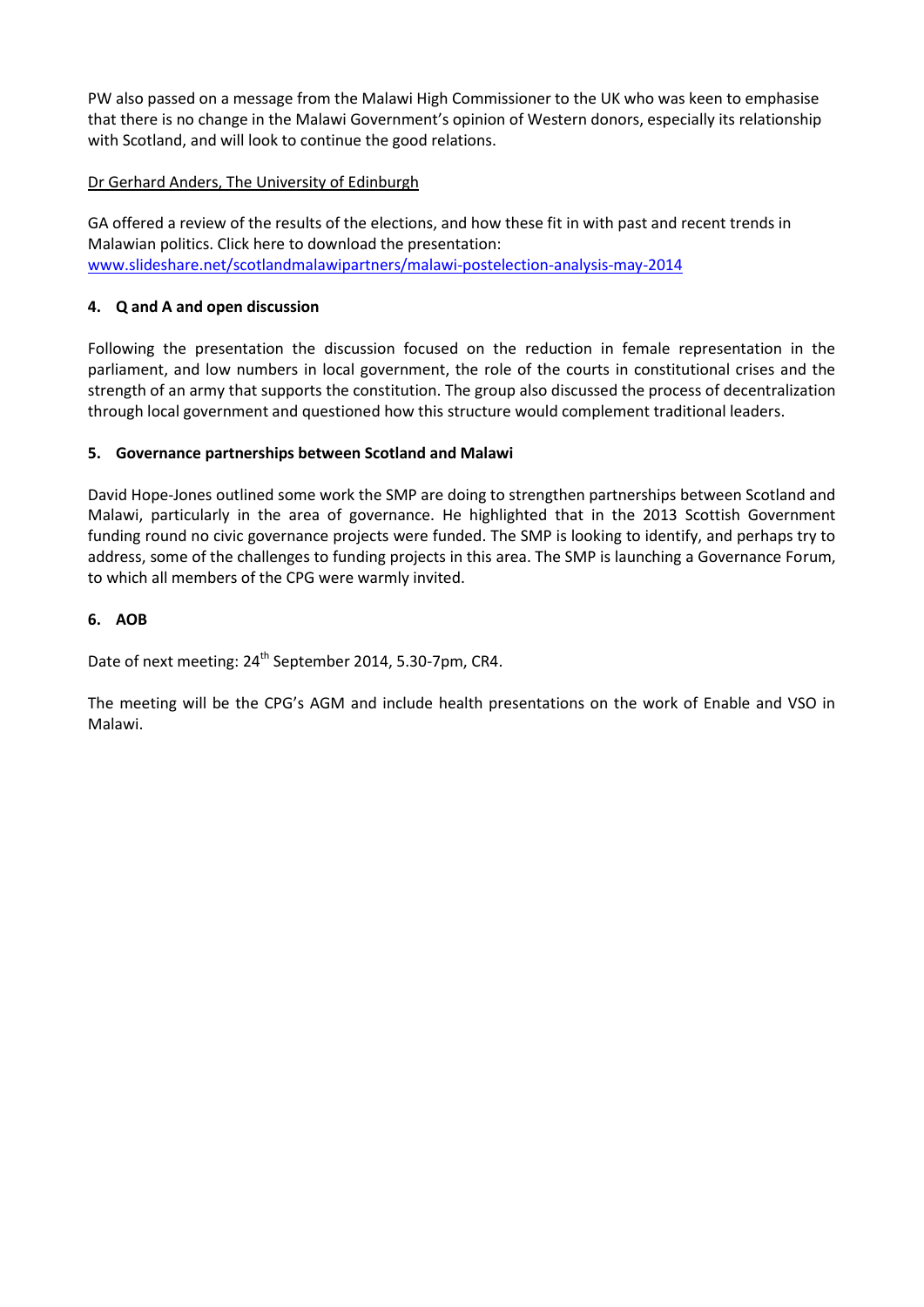PW also passed on a message from the Malawi High Commissioner to the UK who was keen to emphasise that there is no change in the Malawi Government's opinion of Western donors, especially its relationship with Scotland, and will look to continue the good relations.

Dr Gerhard Anders, The University of Edinburgh

GA offered a review of the results of the elections, and how these fit in with past and recent trends in Malawian politics. Click here to download the presentation: [www.slideshare.net/scotlandmalawipartners/malawi-postelection-analysis-may-2014](www.slideshare.net/scotlandmalawipartners/malawi-postelection-analysis-may-2014)

## 4. Q and A and open discussion

Following the presentation the discussion focused on the reduction in female representation in the parliament, and low numbers in local government, the role of the courts in constitutional crises and the strength of an army that supports the constitution. The group also discussed the process of decentralization through local government and questioned how this structure would complement traditional leaders.

## 5. Governance partnerships between Scotland and Malawi

David Hope-Jones outlined some work the SMP are doing to strengthen partnerships between Scotland and Malawi, particularly in the area of governance. He highlighted that in the 2013 Scottish Government funding round no civic governance projects were funded. The SMP is looking to identify, and perhaps try to address, some of the challenges to funding projects in this area. The SMP is launching a Governance Forum, to which all members of the CPG were warmly invited.

## 6. AOB

Date of next meeting: 24th September 2014, 5.30-7pm, CR4.

The meeting will be the CPG's AGM and include health presentations on the work of Enable and VSO in Malawi.